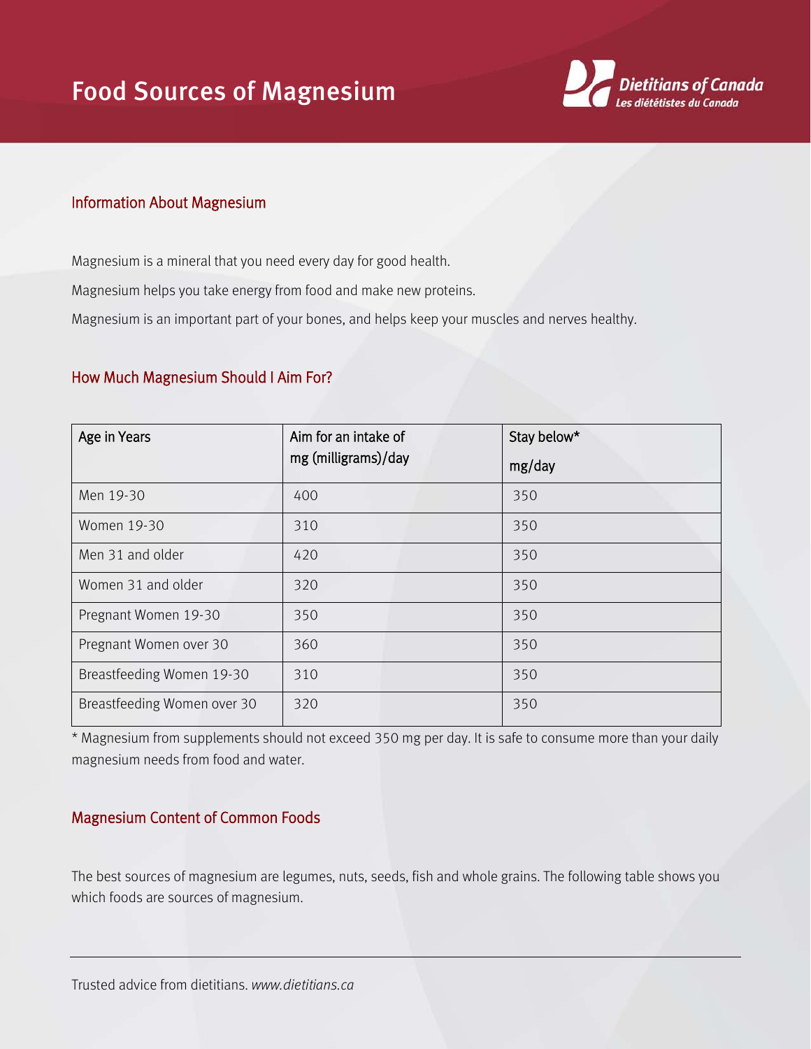# Food Sources of Magnesium

## Information About Magnesium

Magnesium is a mineral that you need every day for good health.

Magnesium helps you take energy from food and make new proteins.

Magnesium is an important part of your bones, and helps keep your muscles and nerves healthy.

## How Much Magnesium Should I Aim For?

| Age in Years | Aim for an intake of mg (milligrams)/day | Stay below* mg/day |
|---|---|---|
| Men 19-30 | 400 | 350 |
| Women 19-30 | 310 | 350 |
| Men 31 and older | 420 | 350 |
| Women 31 and older | 320 | 350 |
| Pregnant Women 19-30 | 350 | 350 |
| Pregnant Women over 30 | 360 | 350 |
| Breastfeeding Women 19-30 | 310 | 350 |
| Breastfeeding Women over 30 | 320 | 350 |

* Magnesium from supplements should not exceed 350 mg per day. It is safe to consume more than your daily magnesium needs from food and water.

## Magnesium Content of Common Foods

The best sources of magnesium are legumes, nuts, seeds, fish and whole grains. The following table shows you which foods are sources of magnesium.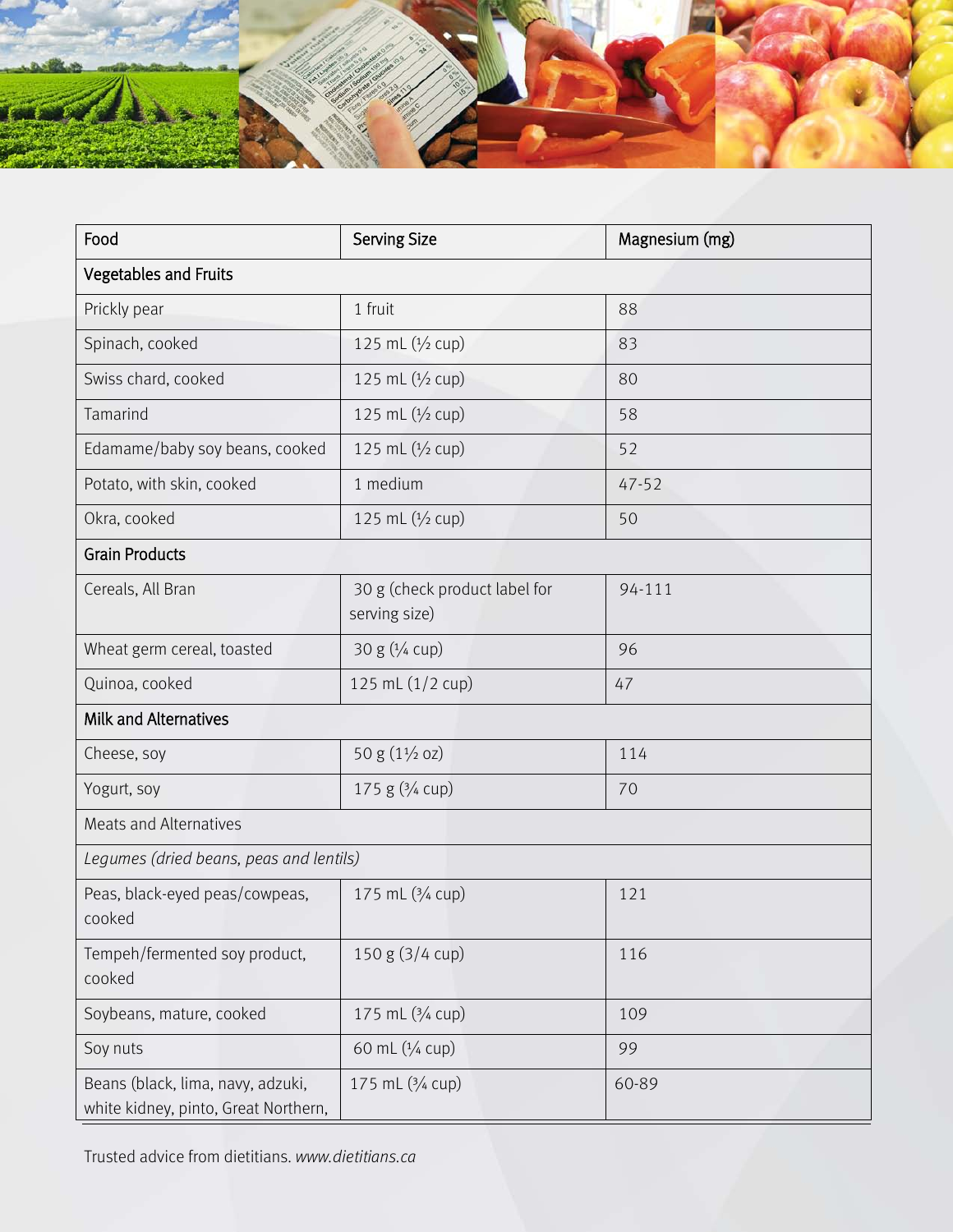| Food | Serving Size | Magnesium (mg) |
|---|---|---|
| **Vegetables and Fruits** | | |
| Prickly pear | 1 fruit | 88 |
| Spinach, cooked | 125 mL (½ cup) | 83 |
| Swiss chard, cooked | 125 mL (½ cup) | 80 |
| Tamarind | 125 mL (½ cup) | 58 |
| Edamame/baby soy beans, cooked | 125 mL (½ cup) | 52 |
| Potato, with skin, cooked | 1 medium | 47-52 |
| Okra, cooked | 125 mL (½ cup) | 50 |
| **Grain Products** | | |
| Cereals, All Bran | 30 g (check product label for serving size) | 94-111 |
| Wheat germ cereal, toasted | 30 g (¼ cup) | 96 |
| Quinoa, cooked | 125 mL (1/2 cup) | 47 |
| **Milk and Alternatives** | | |
| Cheese, soy | 50 g (1½ oz) | 114 |
| Yogurt, soy | 175 g (¾ cup) | 70 |
| Meats and Alternatives | | |
| *Legumes (dried beans, peas and lentils)* | | |
| Peas, black-eyed peas/cowpeas, cooked | 175 mL (¾ cup) | 121 |
| Tempeh/fermented soy product, cooked | 150 g (3/4 cup) | 116 |
| Soybeans, mature, cooked | 175 mL (¾ cup) | 109 |
| Soy nuts | 60 mL (¼ cup) | 99 |
| Beans (black, lima, navy, adzuki, white kidney, pinto, Great Northern, | 175 mL (¾ cup) | 60-89 |

Trusted advice from dietitians. *www.dietitians.ca*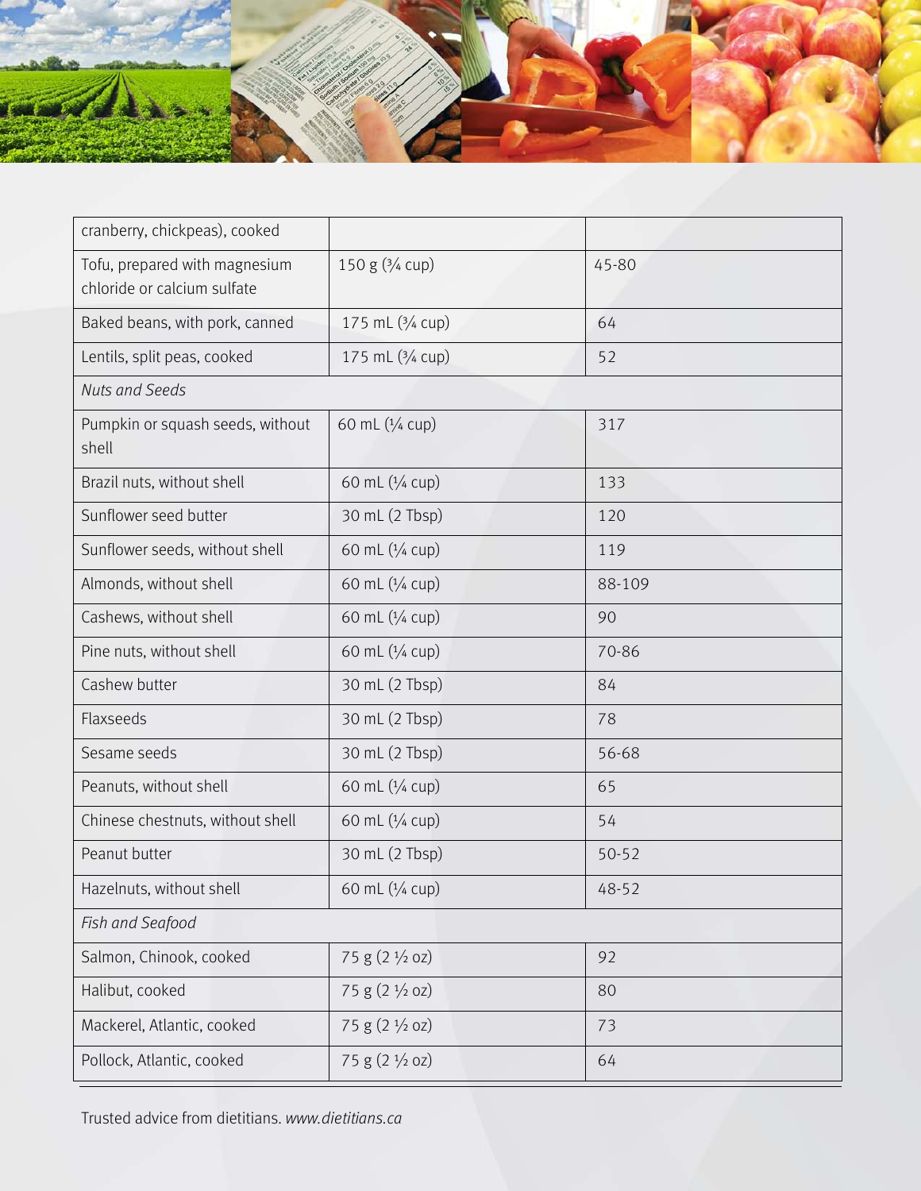| | | |
|---|---|---|
| cranberry, chickpeas), cooked | | |
| Tofu, prepared with magnesium chloride or calcium sulfate | 150 g (¾ cup) | 45-80 |
| Baked beans, with pork, canned | 175 mL (¾ cup) | 64 |
| Lentils, split peas, cooked | 175 mL (¾ cup) | 52 |
| *Nuts and Seeds* | | |
| Pumpkin or squash seeds, without shell | 60 mL (¼ cup) | 317 |
| Brazil nuts, without shell | 60 mL (¼ cup) | 133 |
| Sunflower seed butter | 30 mL (2 Tbsp) | 120 |
| Sunflower seeds, without shell | 60 mL (¼ cup) | 119 |
| Almonds, without shell | 60 mL (¼ cup) | 88-109 |
| Cashews, without shell | 60 mL (¼ cup) | 90 |
| Pine nuts, without shell | 60 mL (¼ cup) | 70-86 |
| Cashew butter | 30 mL (2 Tbsp) | 84 |
| Flaxseeds | 30 mL (2 Tbsp) | 78 |
| Sesame seeds | 30 mL (2 Tbsp) | 56-68 |
| Peanuts, without shell | 60 mL (¼ cup) | 65 |
| Chinese chestnuts, without shell | 60 mL (¼ cup) | 54 |
| Peanut butter | 30 mL (2 Tbsp) | 50-52 |
| Hazelnuts, without shell | 60 mL (¼ cup) | 48-52 |
| *Fish and Seafood* | | |
| Salmon, Chinook, cooked | 75 g (2 ½ oz) | 92 |
| Halibut, cooked | 75 g (2 ½ oz) | 80 |
| Mackerel, Atlantic, cooked | 75 g (2 ½ oz) | 73 |
| Pollock, Atlantic, cooked | 75 g (2 ½ oz) | 64 |

Trusted advice from dietitians. *www.dietitians.ca*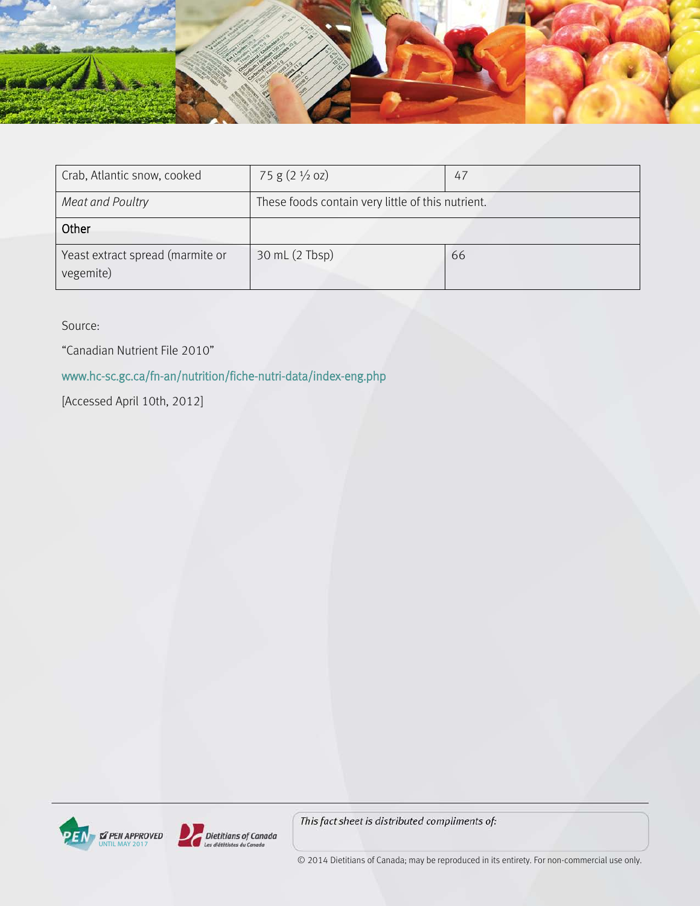| | | |
|---|---|---|
| Crab, Atlantic snow, cooked | 75 g (2 ½ oz) | 47 |
| *Meat and Poultry* | These foods contain very little of this nutrient. | |
| **Other** | | |
| Yeast extract spread (marmite or vegemite) | 30 mL (2 Tbsp) | 66 |

Source:

"Canadian Nutrient File 2010"

www.hc-sc.gc.ca/fn-an/nutrition/fiche-nutri-data/index-eng.php

[Accessed April 10th, 2012]

PEN APPROVED UNTIL MAY 2017

Dietitians of Canada
Les diététistes du Canada

*This fact sheet is distributed compliments of:*

© 2014 Dietitians of Canada; may be reproduced in its entirety. For non-commercial use only.